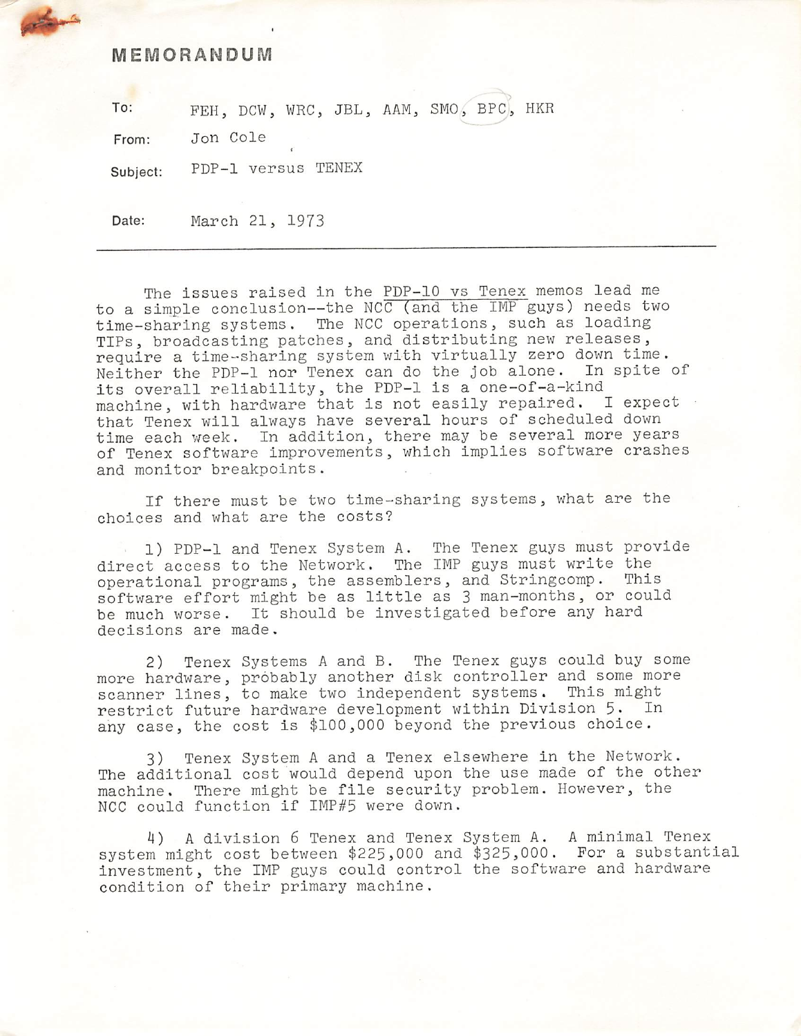# MEMORANDUM

To: FEH, DCW, WRC, JBL, AAM, SMO, BPC, HKR

From: Jon Cole

Subject: PDP-1 versus TENEX

Date: March 21, 1973

---

The issues raised in the <u>PDP-10 vs Tenex</u> memos lead me to a simple conclusion--the NCC (and the IMP guys) needs two time-sharing systems. The NCC operations, such as loading TIPs, broadcasting patches, and distributing new releases, require a time-sharing system with virtually zero down time. Neither the PDP-1 nor Tenex can do the job alone. In spite of its overall reliability, the PDP-1 is a one-of-a-kind machine, with hardware that is not easily repaired. I expect that Tenex will always have several hours of scheduled down time each week. In addition, there may be several more years of Tenex software improvements, which implies software crashes and monitor breakpoints.

If there must be two time-sharing systems, what are the choices and what are the costs?

1) PDP-1 and Tenex System A. The Tenex guys must provide direct access to the Network. The IMP guys must write the operational programs, the assemblers, and Stringcomp. This software effort might be as little as 3 man-months, or could be much worse. It should be investigated before any hard decisions are made.

2) Tenex Systems A and B. The Tenex guys could buy some more hardware, probably another disk controller and some more scanner lines, to make two independent systems. This might restrict future hardware development within Division 5. In any case, the cost is $100,000 beyond the previous choice.

3) Tenex System A and a Tenex elsewhere in the Network. The additional cost would depend upon the use made of the other machine. There might be file security problem. However, the NCC could function if IMP#5 were down.

4) A division 6 Tenex and Tenex System A. A minimal Tenex system might cost between $225,000 and $325,000. For a substantial investment, the IMP guys could control the software and hardware condition of their primary machine.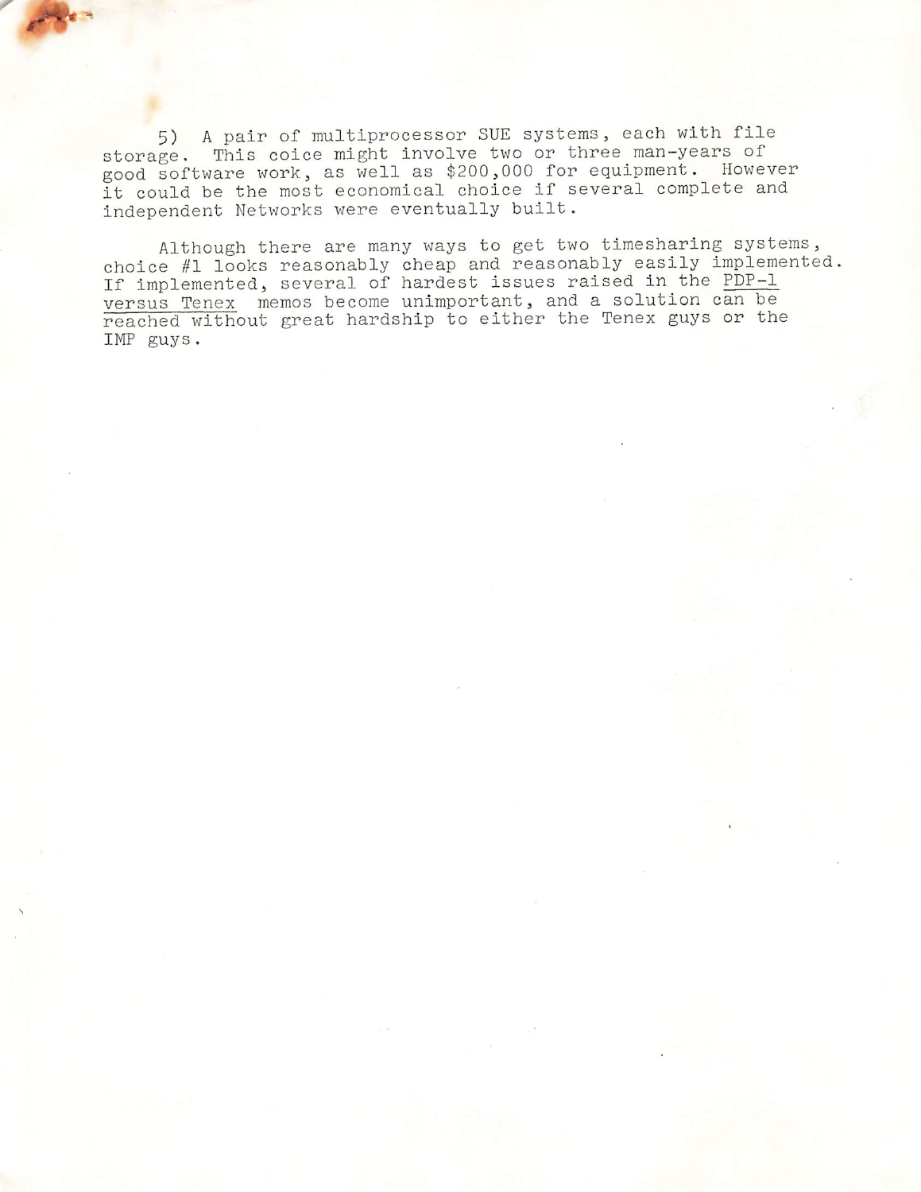5) A pair of multiprocessor SUE systems, each with file storage. This coice might involve two or three man-years of good software work, as well as $200,000 for equipment. However it could be the most economical choice if several complete and independent Networks were eventually built.

Although there are many ways to get two timesharing systems, choice #1 looks reasonably cheap and reasonably easily implemented. If implemented, several of hardest issues raised in the PDP-1 versus Tenex memos become unimportant, and a solution can be reached without great hardship to either the Tenex guys or the IMP guys.